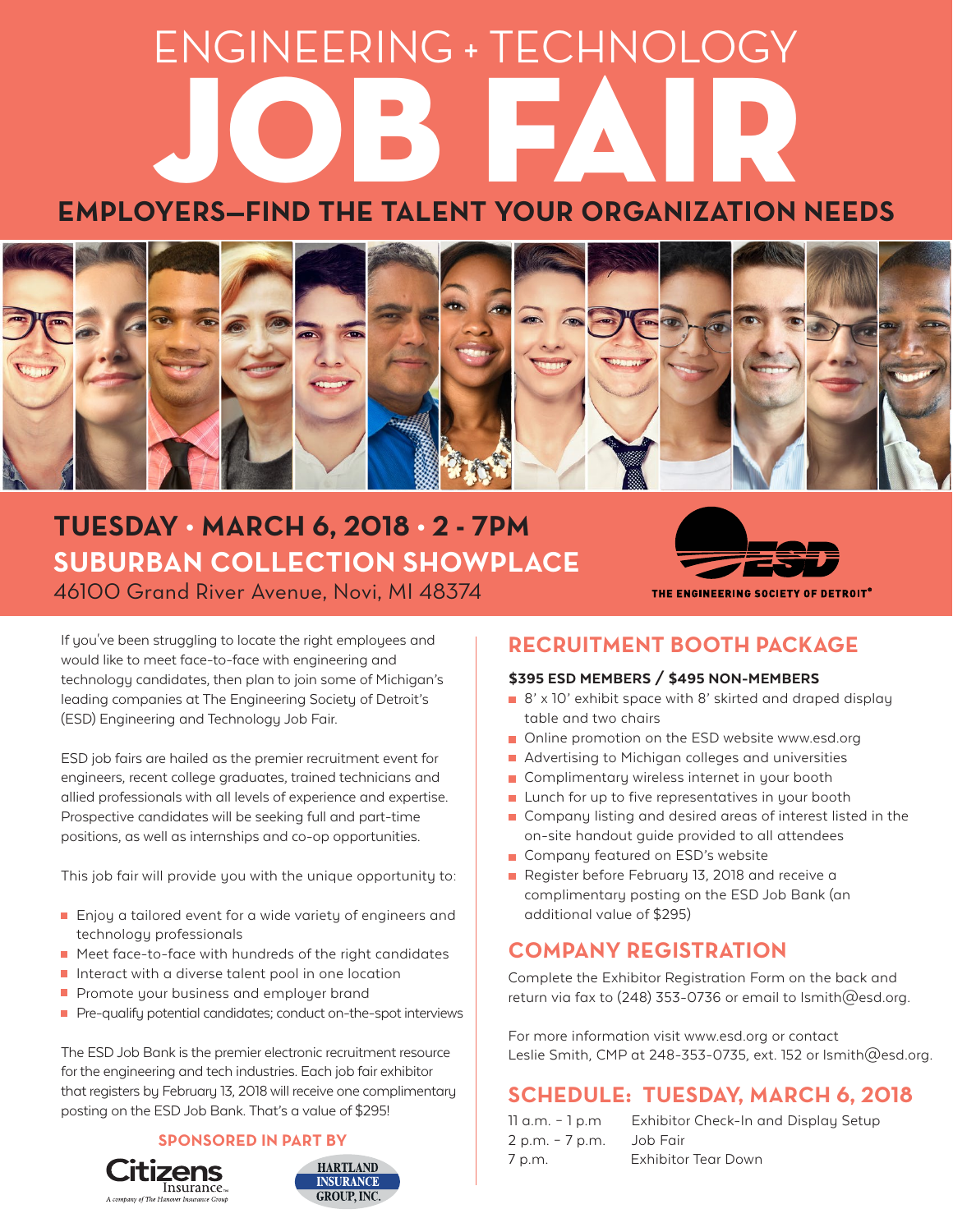# ENGINEERING + TECHNOLOGY JOB FAIR

## EMPLOYERS—FIND THE TALENT YOUR ORGANIZATION NEEDS

## TUESDAY • MARCH 6, 2018 • 2 - 7PM
## SUBURBAN COLLECTION SHOWPLACE

46100 Grand River Avenue, Novi, MI 48374

THE ENGINEERING SOCIETY OF DETROIT®

If you've been struggling to locate the right employees and would like to meet face-to-face with engineering and technology candidates, then plan to join some of Michigan's leading companies at The Engineering Society of Detroit's (ESD) Engineering and Technology Job Fair.

ESD job fairs are hailed as the premier recruitment event for engineers, recent college graduates, trained technicians and allied professionals with all levels of experience and expertise. Prospective candidates will be seeking full and part-time positions, as well as internships and co-op opportunities.

This job fair will provide you with the unique opportunity to:

- Enjoy a tailored event for a wide variety of engineers and technology professionals
- Meet face-to-face with hundreds of the right candidates
- Interact with a diverse talent pool in one location
- Promote your business and employer brand
- Pre-qualify potential candidates; conduct on-the-spot interviews

The ESD Job Bank is the premier electronic recruitment resource for the engineering and tech industries. Each job fair exhibitor that registers by February 13, 2018 will receive one complimentary posting on the ESD Job Bank. That's a value of $295!

**SPONSORED IN PART BY**

Citizens Insurance — A company of The Hanover Insurance Group

HARTLAND INSURANCE GROUP, INC.

## RECRUITMENT BOOTH PACKAGE

**$395 ESD MEMBERS / $495 NON-MEMBERS**

- 8' x 10' exhibit space with 8' skirted and draped display table and two chairs
- Online promotion on the ESD website www.esd.org
- Advertising to Michigan colleges and universities
- Complimentary wireless internet in your booth
- Lunch for up to five representatives in your booth
- Company listing and desired areas of interest listed in the on-site handout guide provided to all attendees
- Company featured on ESD's website
- Register before February 13, 2018 and receive a complimentary posting on the ESD Job Bank (an additional value of $295)

## COMPANY REGISTRATION

Complete the Exhibitor Registration Form on the back and return via fax to (248) 353-0736 or email to lsmith@esd.org.

For more information visit www.esd.org or contact Leslie Smith, CMP at 248-353-0735, ext. 152 or lsmith@esd.org.

## SCHEDULE: TUESDAY, MARCH 6, 2018

| | |
|---|---|
| 11 a.m. – 1 p.m | Exhibitor Check-In and Display Setup |
| 2 p.m. – 7 p.m. | Job Fair |
| 7 p.m. | Exhibitor Tear Down |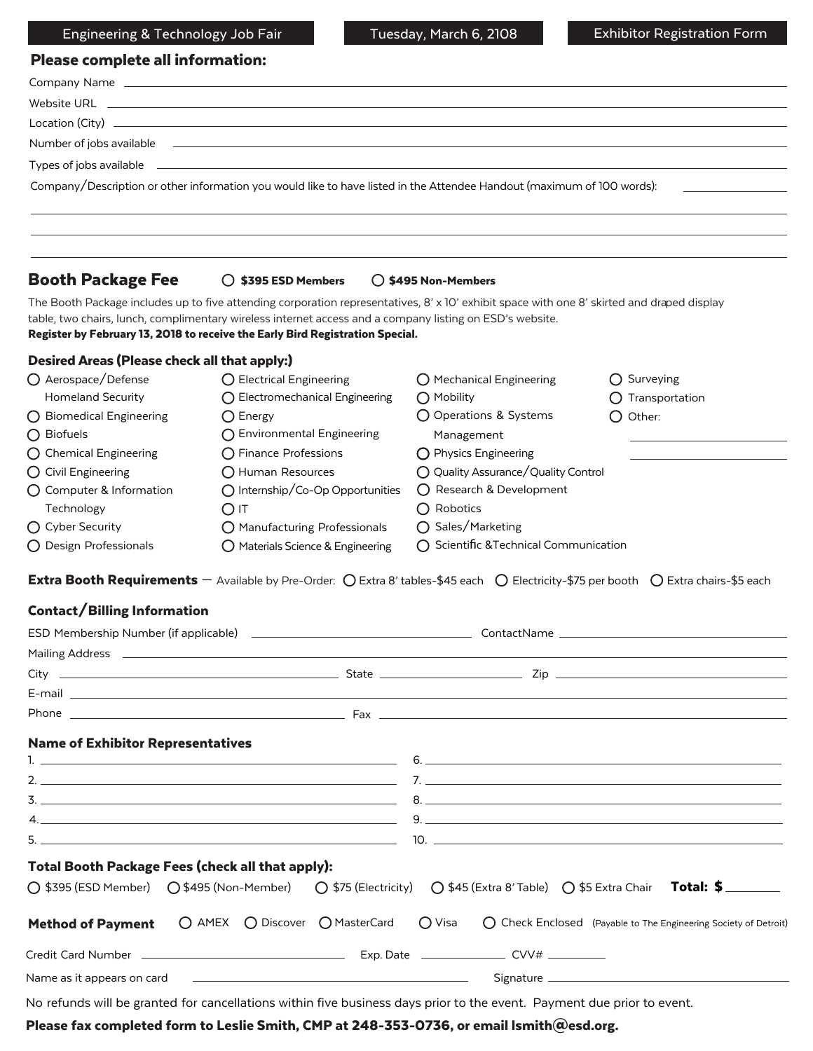Engineering & Technology Job Fair | Tuesday, March 6, 2108 | Exhibitor Registration Form

## Please complete all information:

Company Name ______

Website URL ______

Location (City) ______

Number of jobs available ______

Types of jobs available ______

Company/Description or other information you would like to have listed in the Attendee Handout (maximum of 100 words): ______

______

______

______

## Booth Package Fee

○ **$395 ESD Members** ○ **$495 Non-Members**

The Booth Package includes up to five attending corporation representatives, 8' x 10' exhibit space with one 8' skirted and draped display table, two chairs, lunch, complimentary wireless internet access and a company listing on ESD's website.

**Register by February 13, 2018 to receive the Early Bird Registration Special.**

### Desired Areas (Please check all that apply:)

- ○ Aerospace/Defense Homeland Security
- ○ Biomedical Engineering
- ○ Biofuels
- ○ Chemical Engineering
- ○ Civil Engineering
- ○ Computer & Information Technology
- ○ Cyber Security
- ○ Design Professionals
- ○ Electrical Engineering
- ○ Electromechanical Engineering
- ○ Energy
- ○ Environmental Engineering
- ○ Finance Professions
- ○ Human Resources
- ○ Internship/Co-Op Opportunities
- ○ IT
- ○ Manufacturing Professionals
- ○ Materials Science & Engineering
- ○ Mechanical Engineering
- ○ Mobility
- ○ Operations & Systems Management
- ○ Physics Engineering
- ○ Quality Assurance/Quality Control
- ○ Research & Development
- ○ Robotics
- ○ Sales/Marketing
- ○ Scientific &Technical Communication
- ○ Surveying
- ○ Transportation
- ○ Other: ______

**Extra Booth Requirements** — Available by Pre-Order: ○ Extra 8' tables-$45 each ○ Electricity-$75 per booth ○ Extra chairs-$5 each

### Contact/Billing Information

ESD Membership Number (if applicable) ______ ContactName ______

Mailing Address ______

City ______ State ______ Zip ______

E-mail ______

Phone ______ Fax ______

### Name of Exhibitor Representatives

1. ______
2. ______
3. ______
4. ______
5. ______
6. ______
7. ______
8. ______
9. ______
10. ______

### Total Booth Package Fees (check all that apply):

○ $395 (ESD Member) ○ $495 (Non-Member) ○ $75 (Electricity) ○ $45 (Extra 8' Table) ○ $5 Extra Chair **Total: $** ______

**Method of Payment** ○ AMEX ○ Discover ○ MasterCard ○ Visa ○ Check Enclosed (Payable to The Engineering Society of Detroit)

Credit Card Number ______ Exp. Date ______ CVV# ______

Name as it appears on card ______ Signature ______

No refunds will be granted for cancellations within five business days prior to the event. Payment due prior to event.

**Please fax completed form to Leslie Smith, CMP at 248-353-0736, or email lsmith@esd.org.**